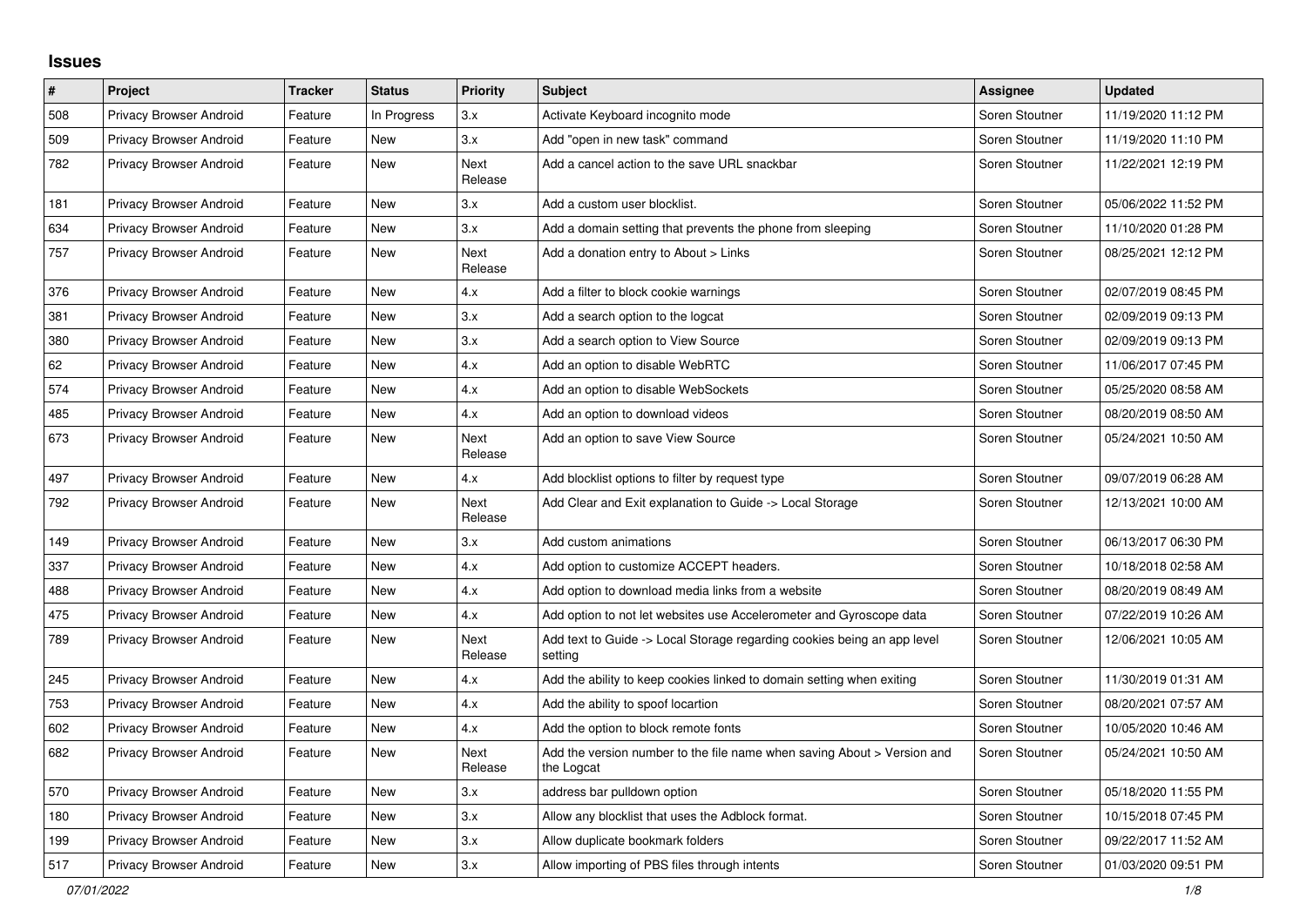## Issues

| # | Project | Tracker | Status | Priority | Subject | Assignee | Updated |
|---|---|---|---|---|---|---|---|
| 508 | Privacy Browser Android | Feature | In Progress | 3.x | Activate Keyboard incognito mode | Soren Stoutner | 11/19/2020 11:12 PM |
| 509 | Privacy Browser Android | Feature | New | 3.x | Add "open in new task" command | Soren Stoutner | 11/19/2020 11:10 PM |
| 782 | Privacy Browser Android | Feature | New | Next Release | Add a cancel action to the save URL snackbar | Soren Stoutner | 11/22/2021 12:19 PM |
| 181 | Privacy Browser Android | Feature | New | 3.x | Add a custom user blocklist. | Soren Stoutner | 05/06/2022 11:52 PM |
| 634 | Privacy Browser Android | Feature | New | 3.x | Add a domain setting that prevents the phone from sleeping | Soren Stoutner | 11/10/2020 01:28 PM |
| 757 | Privacy Browser Android | Feature | New | Next Release | Add a donation entry to About > Links | Soren Stoutner | 08/25/2021 12:12 PM |
| 376 | Privacy Browser Android | Feature | New | 4.x | Add a filter to block cookie warnings | Soren Stoutner | 02/07/2019 08:45 PM |
| 381 | Privacy Browser Android | Feature | New | 3.x | Add a search option to the logcat | Soren Stoutner | 02/09/2019 09:13 PM |
| 380 | Privacy Browser Android | Feature | New | 3.x | Add a search option to View Source | Soren Stoutner | 02/09/2019 09:13 PM |
| 62 | Privacy Browser Android | Feature | New | 4.x | Add an option to disable WebRTC | Soren Stoutner | 11/06/2017 07:45 PM |
| 574 | Privacy Browser Android | Feature | New | 4.x | Add an option to disable WebSockets | Soren Stoutner | 05/25/2020 08:58 AM |
| 485 | Privacy Browser Android | Feature | New | 4.x | Add an option to download videos | Soren Stoutner | 08/20/2019 08:50 AM |
| 673 | Privacy Browser Android | Feature | New | Next Release | Add an option to save View Source | Soren Stoutner | 05/24/2021 10:50 AM |
| 497 | Privacy Browser Android | Feature | New | 4.x | Add blocklist options to filter by request type | Soren Stoutner | 09/07/2019 06:28 AM |
| 792 | Privacy Browser Android | Feature | New | Next Release | Add Clear and Exit explanation to Guide -> Local Storage | Soren Stoutner | 12/13/2021 10:00 AM |
| 149 | Privacy Browser Android | Feature | New | 3.x | Add custom animations | Soren Stoutner | 06/13/2017 06:30 PM |
| 337 | Privacy Browser Android | Feature | New | 4.x | Add option to customize ACCEPT headers. | Soren Stoutner | 10/18/2018 02:58 AM |
| 488 | Privacy Browser Android | Feature | New | 4.x | Add option to download media links from a website | Soren Stoutner | 08/20/2019 08:49 AM |
| 475 | Privacy Browser Android | Feature | New | 4.x | Add option to not let websites use Accelerometer and Gyroscope data | Soren Stoutner | 07/22/2019 10:26 AM |
| 789 | Privacy Browser Android | Feature | New | Next Release | Add text to Guide -> Local Storage regarding cookies being an app level setting | Soren Stoutner | 12/06/2021 10:05 AM |
| 245 | Privacy Browser Android | Feature | New | 4.x | Add the ability to keep cookies linked to domain setting when exiting | Soren Stoutner | 11/30/2019 01:31 AM |
| 753 | Privacy Browser Android | Feature | New | 4.x | Add the ability to spoof locartion | Soren Stoutner | 08/20/2021 07:57 AM |
| 602 | Privacy Browser Android | Feature | New | 4.x | Add the option to block remote fonts | Soren Stoutner | 10/05/2020 10:46 AM |
| 682 | Privacy Browser Android | Feature | New | Next Release | Add the version number to the file name when saving About > Version and the Logcat | Soren Stoutner | 05/24/2021 10:50 AM |
| 570 | Privacy Browser Android | Feature | New | 3.x | address bar pulldown option | Soren Stoutner | 05/18/2020 11:55 PM |
| 180 | Privacy Browser Android | Feature | New | 3.x | Allow any blocklist that uses the Adblock format. | Soren Stoutner | 10/15/2018 07:45 PM |
| 199 | Privacy Browser Android | Feature | New | 3.x | Allow duplicate bookmark folders | Soren Stoutner | 09/22/2017 11:52 AM |
| 517 | Privacy Browser Android | Feature | New | 3.x | Allow importing of PBS files through intents | Soren Stoutner | 01/03/2020 09:51 PM |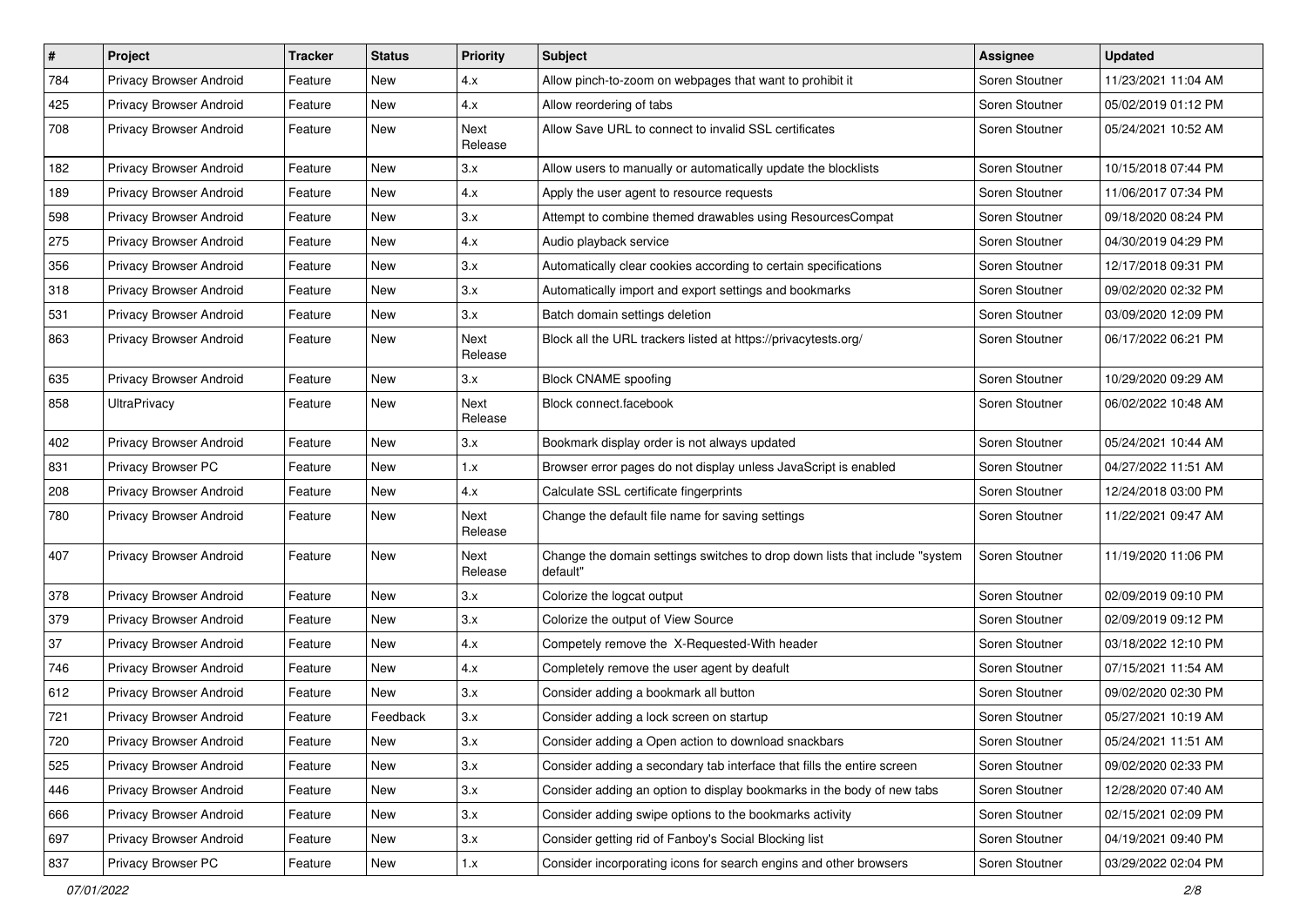| # | Project | Tracker | Status | Priority | Subject | Assignee | Updated |
|---|---|---|---|---|---|---|---|
| 784 | Privacy Browser Android | Feature | New | 4.x | Allow pinch-to-zoom on webpages that want to prohibit it | Soren Stoutner | 11/23/2021 11:04 AM |
| 425 | Privacy Browser Android | Feature | New | 4.x | Allow reordering of tabs | Soren Stoutner | 05/02/2019 01:12 PM |
| 708 | Privacy Browser Android | Feature | New | Next Release | Allow Save URL to connect to invalid SSL certificates | Soren Stoutner | 05/24/2021 10:52 AM |
| 182 | Privacy Browser Android | Feature | New | 3.x | Allow users to manually or automatically update the blocklists | Soren Stoutner | 10/15/2018 07:44 PM |
| 189 | Privacy Browser Android | Feature | New | 4.x | Apply the user agent to resource requests | Soren Stoutner | 11/06/2017 07:34 PM |
| 598 | Privacy Browser Android | Feature | New | 3.x | Attempt to combine themed drawables using ResourcesCompat | Soren Stoutner | 09/18/2020 08:24 PM |
| 275 | Privacy Browser Android | Feature | New | 4.x | Audio playback service | Soren Stoutner | 04/30/2019 04:29 PM |
| 356 | Privacy Browser Android | Feature | New | 3.x | Automatically clear cookies according to certain specifications | Soren Stoutner | 12/17/2018 09:31 PM |
| 318 | Privacy Browser Android | Feature | New | 3.x | Automatically import and export settings and bookmarks | Soren Stoutner | 09/02/2020 02:32 PM |
| 531 | Privacy Browser Android | Feature | New | 3.x | Batch domain settings deletion | Soren Stoutner | 03/09/2020 12:09 PM |
| 863 | Privacy Browser Android | Feature | New | Next Release | Block all the URL trackers listed at https://privacytests.org/ | Soren Stoutner | 06/17/2022 06:21 PM |
| 635 | Privacy Browser Android | Feature | New | 3.x | Block CNAME spoofing | Soren Stoutner | 10/29/2020 09:29 AM |
| 858 | UltraPrivacy | Feature | New | Next Release | Block connect.facebook | Soren Stoutner | 06/02/2022 10:48 AM |
| 402 | Privacy Browser Android | Feature | New | 3.x | Bookmark display order is not always updated | Soren Stoutner | 05/24/2021 10:44 AM |
| 831 | Privacy Browser PC | Feature | New | 1.x | Browser error pages do not display unless JavaScript is enabled | Soren Stoutner | 04/27/2022 11:51 AM |
| 208 | Privacy Browser Android | Feature | New | 4.x | Calculate SSL certificate fingerprints | Soren Stoutner | 12/24/2018 03:00 PM |
| 780 | Privacy Browser Android | Feature | New | Next Release | Change the default file name for saving settings | Soren Stoutner | 11/22/2021 09:47 AM |
| 407 | Privacy Browser Android | Feature | New | Next Release | Change the domain settings switches to drop down lists that include "system default" | Soren Stoutner | 11/19/2020 11:06 PM |
| 378 | Privacy Browser Android | Feature | New | 3.x | Colorize the logcat output | Soren Stoutner | 02/09/2019 09:10 PM |
| 379 | Privacy Browser Android | Feature | New | 3.x | Colorize the output of View Source | Soren Stoutner | 02/09/2019 09:12 PM |
| 37 | Privacy Browser Android | Feature | New | 4.x | Competely remove the X-Requested-With header | Soren Stoutner | 03/18/2022 12:10 PM |
| 746 | Privacy Browser Android | Feature | New | 4.x | Completely remove the user agent by deafult | Soren Stoutner | 07/15/2021 11:54 AM |
| 612 | Privacy Browser Android | Feature | New | 3.x | Consider adding a bookmark all button | Soren Stoutner | 09/02/2020 02:30 PM |
| 721 | Privacy Browser Android | Feature | Feedback | 3.x | Consider adding a lock screen on startup | Soren Stoutner | 05/27/2021 10:19 AM |
| 720 | Privacy Browser Android | Feature | New | 3.x | Consider adding a Open action to download snackbars | Soren Stoutner | 05/24/2021 11:51 AM |
| 525 | Privacy Browser Android | Feature | New | 3.x | Consider adding a secondary tab interface that fills the entire screen | Soren Stoutner | 09/02/2020 02:33 PM |
| 446 | Privacy Browser Android | Feature | New | 3.x | Consider adding an option to display bookmarks in the body of new tabs | Soren Stoutner | 12/28/2020 07:40 AM |
| 666 | Privacy Browser Android | Feature | New | 3.x | Consider adding swipe options to the bookmarks activity | Soren Stoutner | 02/15/2021 02:09 PM |
| 697 | Privacy Browser Android | Feature | New | 3.x | Consider getting rid of Fanboy's Social Blocking list | Soren Stoutner | 04/19/2021 09:40 PM |
| 837 | Privacy Browser PC | Feature | New | 1.x | Consider incorporating icons for search engins and other browsers | Soren Stoutner | 03/29/2022 02:04 PM |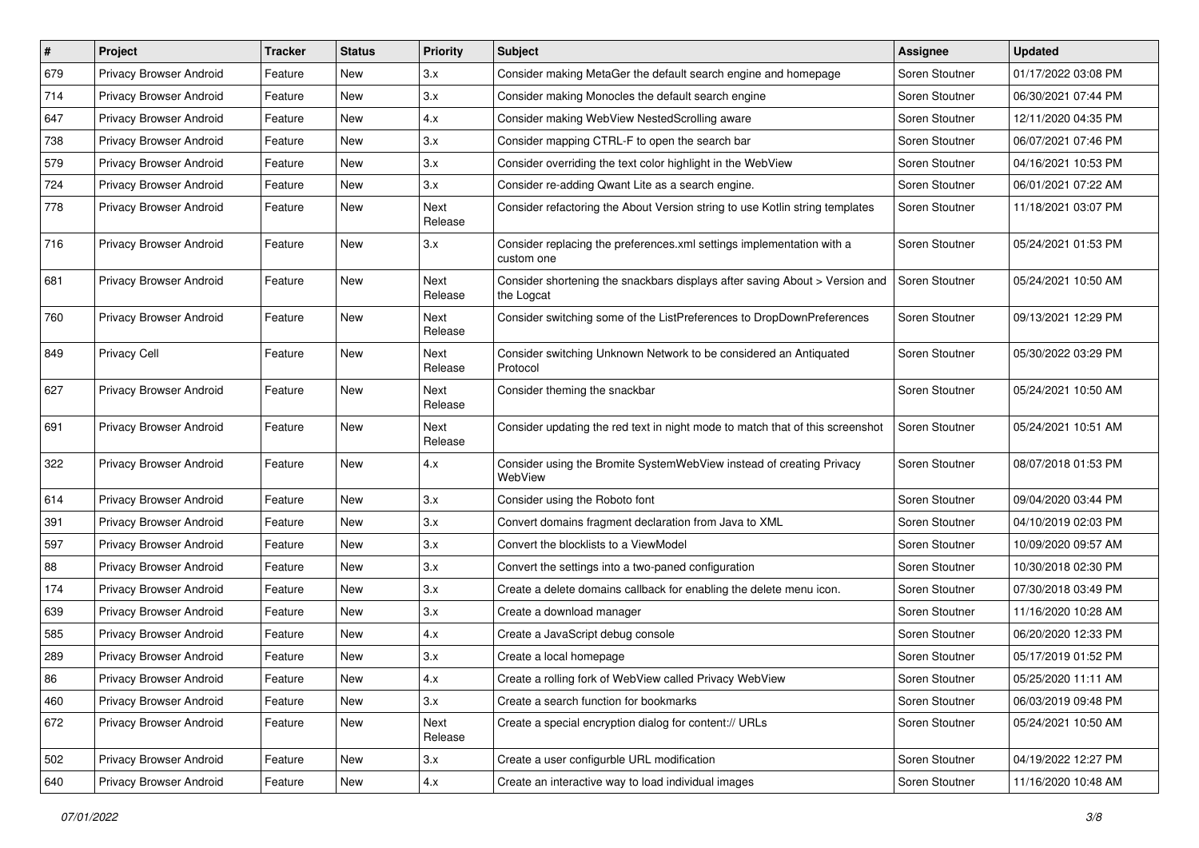| # | Project | Tracker | Status | Priority | Subject | Assignee | Updated |
|---|---|---|---|---|---|---|---|
| 679 | Privacy Browser Android | Feature | New | 3.x | Consider making MetaGer the default search engine and homepage | Soren Stoutner | 01/17/2022 03:08 PM |
| 714 | Privacy Browser Android | Feature | New | 3.x | Consider making Monocles the default search engine | Soren Stoutner | 06/30/2021 07:44 PM |
| 647 | Privacy Browser Android | Feature | New | 4.x | Consider making WebView NestedScrolling aware | Soren Stoutner | 12/11/2020 04:35 PM |
| 738 | Privacy Browser Android | Feature | New | 3.x | Consider mapping CTRL-F to open the search bar | Soren Stoutner | 06/07/2021 07:46 PM |
| 579 | Privacy Browser Android | Feature | New | 3.x | Consider overriding the text color highlight in the WebView | Soren Stoutner | 04/16/2021 10:53 PM |
| 724 | Privacy Browser Android | Feature | New | 3.x | Consider re-adding Qwant Lite as a search engine. | Soren Stoutner | 06/01/2021 07:22 AM |
| 778 | Privacy Browser Android | Feature | New | Next Release | Consider refactoring the About Version string to use Kotlin string templates | Soren Stoutner | 11/18/2021 03:07 PM |
| 716 | Privacy Browser Android | Feature | New | 3.x | Consider replacing the preferences.xml settings implementation with a custom one | Soren Stoutner | 05/24/2021 01:53 PM |
| 681 | Privacy Browser Android | Feature | New | Next Release | Consider shortening the snackbars displays after saving About > Version and the Logcat | Soren Stoutner | 05/24/2021 10:50 AM |
| 760 | Privacy Browser Android | Feature | New | Next Release | Consider switching some of the ListPreferences to DropDownPreferences | Soren Stoutner | 09/13/2021 12:29 PM |
| 849 | Privacy Cell | Feature | New | Next Release | Consider switching Unknown Network to be considered an Antiquated Protocol | Soren Stoutner | 05/30/2022 03:29 PM |
| 627 | Privacy Browser Android | Feature | New | Next Release | Consider theming the snackbar | Soren Stoutner | 05/24/2021 10:50 AM |
| 691 | Privacy Browser Android | Feature | New | Next Release | Consider updating the red text in night mode to match that of this screenshot | Soren Stoutner | 05/24/2021 10:51 AM |
| 322 | Privacy Browser Android | Feature | New | 4.x | Consider using the Bromite SystemWebView instead of creating Privacy WebView | Soren Stoutner | 08/07/2018 01:53 PM |
| 614 | Privacy Browser Android | Feature | New | 3.x | Consider using the Roboto font | Soren Stoutner | 09/04/2020 03:44 PM |
| 391 | Privacy Browser Android | Feature | New | 3.x | Convert domains fragment declaration from Java to XML | Soren Stoutner | 04/10/2019 02:03 PM |
| 597 | Privacy Browser Android | Feature | New | 3.x | Convert the blocklists to a ViewModel | Soren Stoutner | 10/09/2020 09:57 AM |
| 88 | Privacy Browser Android | Feature | New | 3.x | Convert the settings into a two-paned configuration | Soren Stoutner | 10/30/2018 02:30 PM |
| 174 | Privacy Browser Android | Feature | New | 3.x | Create a delete domains callback for enabling the delete menu icon. | Soren Stoutner | 07/30/2018 03:49 PM |
| 639 | Privacy Browser Android | Feature | New | 3.x | Create a download manager | Soren Stoutner | 11/16/2020 10:28 AM |
| 585 | Privacy Browser Android | Feature | New | 4.x | Create a JavaScript debug console | Soren Stoutner | 06/20/2020 12:33 PM |
| 289 | Privacy Browser Android | Feature | New | 3.x | Create a local homepage | Soren Stoutner | 05/17/2019 01:52 PM |
| 86 | Privacy Browser Android | Feature | New | 4.x | Create a rolling fork of WebView called Privacy WebView | Soren Stoutner | 05/25/2020 11:11 AM |
| 460 | Privacy Browser Android | Feature | New | 3.x | Create a search function for bookmarks | Soren Stoutner | 06/03/2019 09:48 PM |
| 672 | Privacy Browser Android | Feature | New | Next Release | Create a special encryption dialog for content:// URLs | Soren Stoutner | 05/24/2021 10:50 AM |
| 502 | Privacy Browser Android | Feature | New | 3.x | Create a user configurble URL modification | Soren Stoutner | 04/19/2022 12:27 PM |
| 640 | Privacy Browser Android | Feature | New | 4.x | Create an interactive way to load individual images | Soren Stoutner | 11/16/2020 10:48 AM |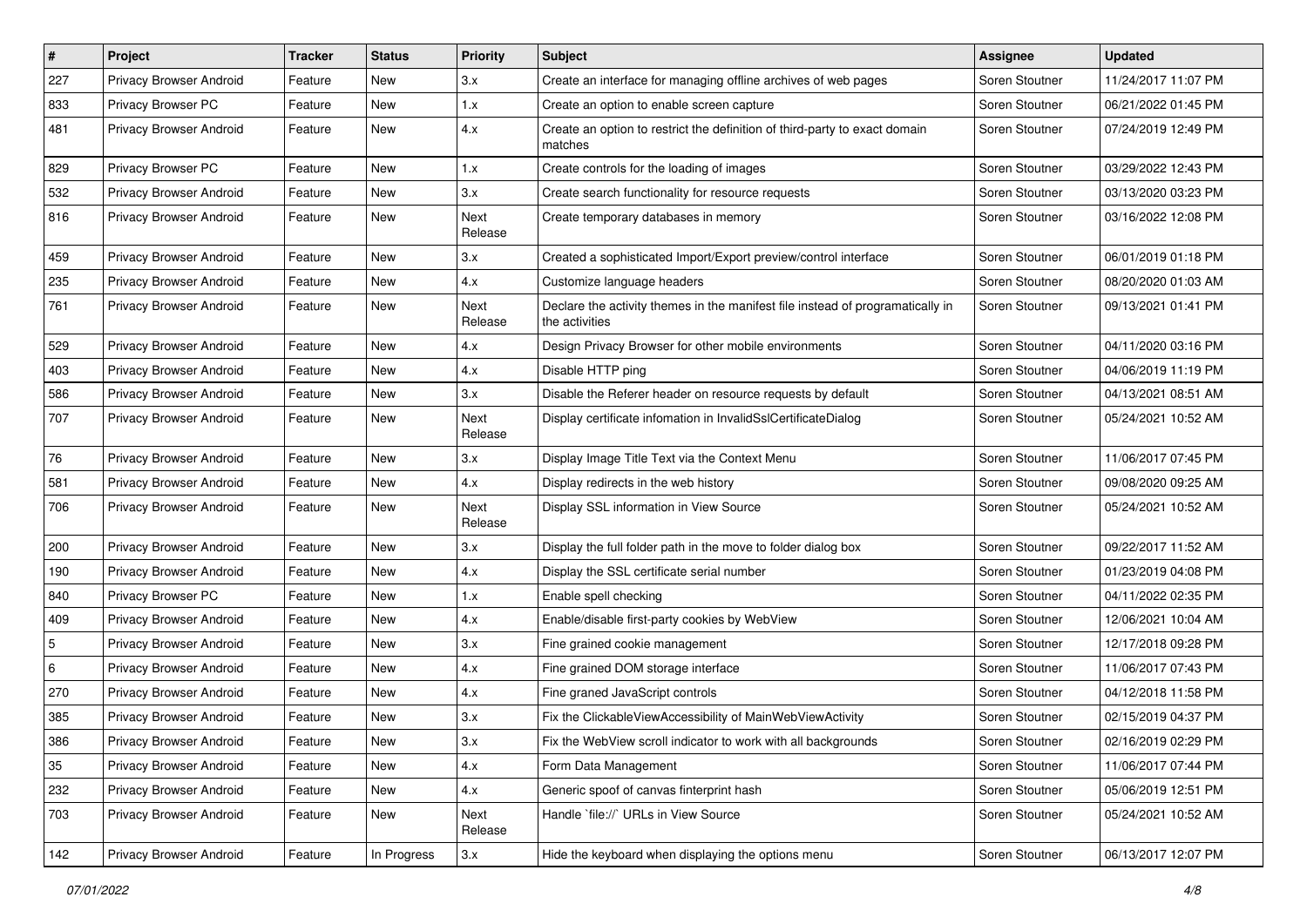| # | Project | Tracker | Status | Priority | Subject | Assignee | Updated |
|---|---|---|---|---|---|---|---|
| 227 | Privacy Browser Android | Feature | New | 3.x | Create an interface for managing offline archives of web pages | Soren Stoutner | 11/24/2017 11:07 PM |
| 833 | Privacy Browser PC | Feature | New | 1.x | Create an option to enable screen capture | Soren Stoutner | 06/21/2022 01:45 PM |
| 481 | Privacy Browser Android | Feature | New | 4.x | Create an option to restrict the definition of third-party to exact domain matches | Soren Stoutner | 07/24/2019 12:49 PM |
| 829 | Privacy Browser PC | Feature | New | 1.x | Create controls for the loading of images | Soren Stoutner | 03/29/2022 12:43 PM |
| 532 | Privacy Browser Android | Feature | New | 3.x | Create search functionality for resource requests | Soren Stoutner | 03/13/2020 03:23 PM |
| 816 | Privacy Browser Android | Feature | New | Next Release | Create temporary databases in memory | Soren Stoutner | 03/16/2022 12:08 PM |
| 459 | Privacy Browser Android | Feature | New | 3.x | Created a sophisticated Import/Export preview/control interface | Soren Stoutner | 06/01/2019 01:18 PM |
| 235 | Privacy Browser Android | Feature | New | 4.x | Customize language headers | Soren Stoutner | 08/20/2020 01:03 AM |
| 761 | Privacy Browser Android | Feature | New | Next Release | Declare the activity themes in the manifest file instead of programatically in the activities | Soren Stoutner | 09/13/2021 01:41 PM |
| 529 | Privacy Browser Android | Feature | New | 4.x | Design Privacy Browser for other mobile environments | Soren Stoutner | 04/11/2020 03:16 PM |
| 403 | Privacy Browser Android | Feature | New | 4.x | Disable HTTP ping | Soren Stoutner | 04/06/2019 11:19 PM |
| 586 | Privacy Browser Android | Feature | New | 3.x | Disable the Referer header on resource requests by default | Soren Stoutner | 04/13/2021 08:51 AM |
| 707 | Privacy Browser Android | Feature | New | Next Release | Display certificate infomation in InvalidSslCertificateDialog | Soren Stoutner | 05/24/2021 10:52 AM |
| 76 | Privacy Browser Android | Feature | New | 3.x | Display Image Title Text via the Context Menu | Soren Stoutner | 11/06/2017 07:45 PM |
| 581 | Privacy Browser Android | Feature | New | 4.x | Display redirects in the web history | Soren Stoutner | 09/08/2020 09:25 AM |
| 706 | Privacy Browser Android | Feature | New | Next Release | Display SSL information in View Source | Soren Stoutner | 05/24/2021 10:52 AM |
| 200 | Privacy Browser Android | Feature | New | 3.x | Display the full folder path in the move to folder dialog box | Soren Stoutner | 09/22/2017 11:52 AM |
| 190 | Privacy Browser Android | Feature | New | 4.x | Display the SSL certificate serial number | Soren Stoutner | 01/23/2019 04:08 PM |
| 840 | Privacy Browser PC | Feature | New | 1.x | Enable spell checking | Soren Stoutner | 04/11/2022 02:35 PM |
| 409 | Privacy Browser Android | Feature | New | 4.x | Enable/disable first-party cookies by WebView | Soren Stoutner | 12/06/2021 10:04 AM |
| 5 | Privacy Browser Android | Feature | New | 3.x | Fine grained cookie management | Soren Stoutner | 12/17/2018 09:28 PM |
| 6 | Privacy Browser Android | Feature | New | 4.x | Fine grained DOM storage interface | Soren Stoutner | 11/06/2017 07:43 PM |
| 270 | Privacy Browser Android | Feature | New | 4.x | Fine graned JavaScript controls | Soren Stoutner | 04/12/2018 11:58 PM |
| 385 | Privacy Browser Android | Feature | New | 3.x | Fix the ClickableViewAccessibility of MainWebViewActivity | Soren Stoutner | 02/15/2019 04:37 PM |
| 386 | Privacy Browser Android | Feature | New | 3.x | Fix the WebView scroll indicator to work with all backgrounds | Soren Stoutner | 02/16/2019 02:29 PM |
| 35 | Privacy Browser Android | Feature | New | 4.x | Form Data Management | Soren Stoutner | 11/06/2017 07:44 PM |
| 232 | Privacy Browser Android | Feature | New | 4.x | Generic spoof of canvas finterprint hash | Soren Stoutner | 05/06/2019 12:51 PM |
| 703 | Privacy Browser Android | Feature | New | Next Release | Handle `file://` URLs in View Source | Soren Stoutner | 05/24/2021 10:52 AM |
| 142 | Privacy Browser Android | Feature | In Progress | 3.x | Hide the keyboard when displaying the options menu | Soren Stoutner | 06/13/2017 12:07 PM |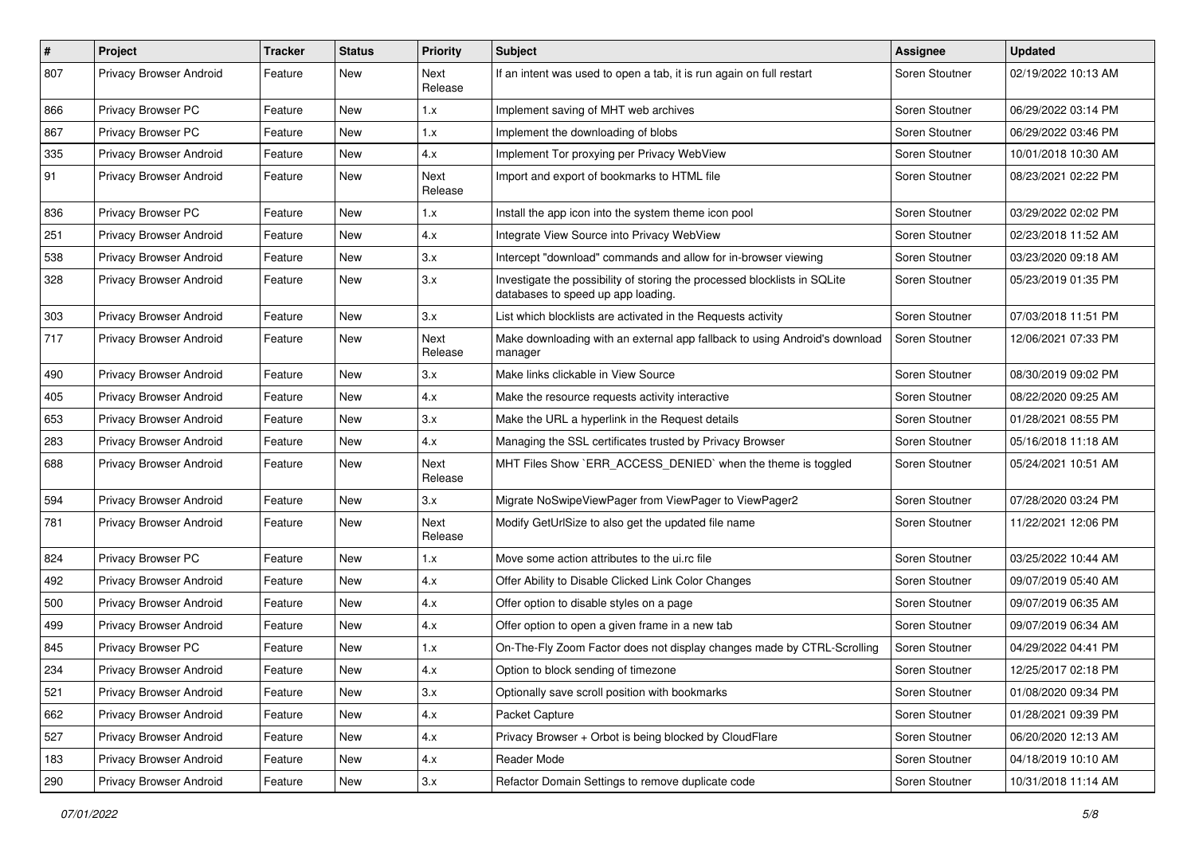| # | Project | Tracker | Status | Priority | Subject | Assignee | Updated |
|---|---|---|---|---|---|---|---|
| 807 | Privacy Browser Android | Feature | New | Next Release | If an intent was used to open a tab, it is run again on full restart | Soren Stoutner | 02/19/2022 10:13 AM |
| 866 | Privacy Browser PC | Feature | New | 1.x | Implement saving of MHT web archives | Soren Stoutner | 06/29/2022 03:14 PM |
| 867 | Privacy Browser PC | Feature | New | 1.x | Implement the downloading of blobs | Soren Stoutner | 06/29/2022 03:46 PM |
| 335 | Privacy Browser Android | Feature | New | 4.x | Implement Tor proxying per Privacy WebView | Soren Stoutner | 10/01/2018 10:30 AM |
| 91 | Privacy Browser Android | Feature | New | Next Release | Import and export of bookmarks to HTML file | Soren Stoutner | 08/23/2021 02:22 PM |
| 836 | Privacy Browser PC | Feature | New | 1.x | Install the app icon into the system theme icon pool | Soren Stoutner | 03/29/2022 02:02 PM |
| 251 | Privacy Browser Android | Feature | New | 4.x | Integrate View Source into Privacy WebView | Soren Stoutner | 02/23/2018 11:52 AM |
| 538 | Privacy Browser Android | Feature | New | 3.x | Intercept "download" commands and allow for in-browser viewing | Soren Stoutner | 03/23/2020 09:18 AM |
| 328 | Privacy Browser Android | Feature | New | 3.x | Investigate the possibility of storing the processed blocklists in SQLite databases to speed up app loading. | Soren Stoutner | 05/23/2019 01:35 PM |
| 303 | Privacy Browser Android | Feature | New | 3.x | List which blocklists are activated in the Requests activity | Soren Stoutner | 07/03/2018 11:51 PM |
| 717 | Privacy Browser Android | Feature | New | Next Release | Make downloading with an external app fallback to using Android's download manager | Soren Stoutner | 12/06/2021 07:33 PM |
| 490 | Privacy Browser Android | Feature | New | 3.x | Make links clickable in View Source | Soren Stoutner | 08/30/2019 09:02 PM |
| 405 | Privacy Browser Android | Feature | New | 4.x | Make the resource requests activity interactive | Soren Stoutner | 08/22/2020 09:25 AM |
| 653 | Privacy Browser Android | Feature | New | 3.x | Make the URL a hyperlink in the Request details | Soren Stoutner | 01/28/2021 08:55 PM |
| 283 | Privacy Browser Android | Feature | New | 4.x | Managing the SSL certificates trusted by Privacy Browser | Soren Stoutner | 05/16/2018 11:18 AM |
| 688 | Privacy Browser Android | Feature | New | Next Release | MHT Files Show `ERR_ACCESS_DENIED` when the theme is toggled | Soren Stoutner | 05/24/2021 10:51 AM |
| 594 | Privacy Browser Android | Feature | New | 3.x | Migrate NoSwipeViewPager from ViewPager to ViewPager2 | Soren Stoutner | 07/28/2020 03:24 PM |
| 781 | Privacy Browser Android | Feature | New | Next Release | Modify GetUrlSize to also get the updated file name | Soren Stoutner | 11/22/2021 12:06 PM |
| 824 | Privacy Browser PC | Feature | New | 1.x | Move some action attributes to the ui.rc file | Soren Stoutner | 03/25/2022 10:44 AM |
| 492 | Privacy Browser Android | Feature | New | 4.x | Offer Ability to Disable Clicked Link Color Changes | Soren Stoutner | 09/07/2019 05:40 AM |
| 500 | Privacy Browser Android | Feature | New | 4.x | Offer option to disable styles on a page | Soren Stoutner | 09/07/2019 06:35 AM |
| 499 | Privacy Browser Android | Feature | New | 4.x | Offer option to open a given frame in a new tab | Soren Stoutner | 09/07/2019 06:34 AM |
| 845 | Privacy Browser PC | Feature | New | 1.x | On-The-Fly Zoom Factor does not display changes made by CTRL-Scrolling | Soren Stoutner | 04/29/2022 04:41 PM |
| 234 | Privacy Browser Android | Feature | New | 4.x | Option to block sending of timezone | Soren Stoutner | 12/25/2017 02:18 PM |
| 521 | Privacy Browser Android | Feature | New | 3.x | Optionally save scroll position with bookmarks | Soren Stoutner | 01/08/2020 09:34 PM |
| 662 | Privacy Browser Android | Feature | New | 4.x | Packet Capture | Soren Stoutner | 01/28/2021 09:39 PM |
| 527 | Privacy Browser Android | Feature | New | 4.x | Privacy Browser + Orbot is being blocked by CloudFlare | Soren Stoutner | 06/20/2020 12:13 AM |
| 183 | Privacy Browser Android | Feature | New | 4.x | Reader Mode | Soren Stoutner | 04/18/2019 10:10 AM |
| 290 | Privacy Browser Android | Feature | New | 3.x | Refactor Domain Settings to remove duplicate code | Soren Stoutner | 10/31/2018 11:14 AM |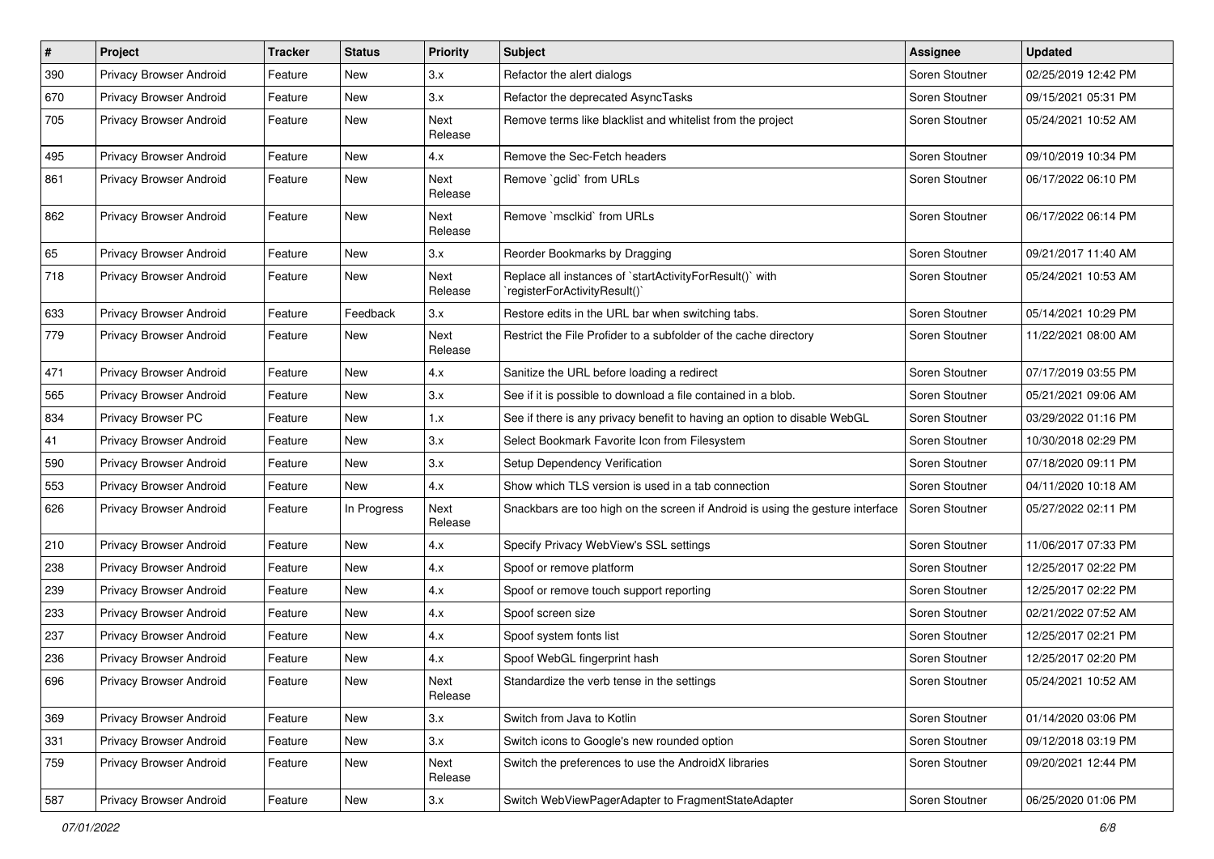| # | Project | Tracker | Status | Priority | Subject | Assignee | Updated |
|---|---|---|---|---|---|---|---|
| 390 | Privacy Browser Android | Feature | New | 3.x | Refactor the alert dialogs | Soren Stoutner | 02/25/2019 12:42 PM |
| 670 | Privacy Browser Android | Feature | New | 3.x | Refactor the deprecated AsyncTasks | Soren Stoutner | 09/15/2021 05:31 PM |
| 705 | Privacy Browser Android | Feature | New | Next Release | Remove terms like blacklist and whitelist from the project | Soren Stoutner | 05/24/2021 10:52 AM |
| 495 | Privacy Browser Android | Feature | New | 4.x | Remove the Sec-Fetch headers | Soren Stoutner | 09/10/2019 10:34 PM |
| 861 | Privacy Browser Android | Feature | New | Next Release | Remove `gclid` from URLs | Soren Stoutner | 06/17/2022 06:10 PM |
| 862 | Privacy Browser Android | Feature | New | Next Release | Remove `msclkid` from URLs | Soren Stoutner | 06/17/2022 06:14 PM |
| 65 | Privacy Browser Android | Feature | New | 3.x | Reorder Bookmarks by Dragging | Soren Stoutner | 09/21/2017 11:40 AM |
| 718 | Privacy Browser Android | Feature | New | Next Release | Replace all instances of `startActivityForResult()` with `registerForActivityResult()` | Soren Stoutner | 05/24/2021 10:53 AM |
| 633 | Privacy Browser Android | Feature | Feedback | 3.x | Restore edits in the URL bar when switching tabs. | Soren Stoutner | 05/14/2021 10:29 PM |
| 779 | Privacy Browser Android | Feature | New | Next Release | Restrict the File Profider to a subfolder of the cache directory | Soren Stoutner | 11/22/2021 08:00 AM |
| 471 | Privacy Browser Android | Feature | New | 4.x | Sanitize the URL before loading a redirect | Soren Stoutner | 07/17/2019 03:55 PM |
| 565 | Privacy Browser Android | Feature | New | 3.x | See if it is possible to download a file contained in a blob. | Soren Stoutner | 05/21/2021 09:06 AM |
| 834 | Privacy Browser PC | Feature | New | 1.x | See if there is any privacy benefit to having an option to disable WebGL | Soren Stoutner | 03/29/2022 01:16 PM |
| 41 | Privacy Browser Android | Feature | New | 3.x | Select Bookmark Favorite Icon from Filesystem | Soren Stoutner | 10/30/2018 02:29 PM |
| 590 | Privacy Browser Android | Feature | New | 3.x | Setup Dependency Verification | Soren Stoutner | 07/18/2020 09:11 PM |
| 553 | Privacy Browser Android | Feature | New | 4.x | Show which TLS version is used in a tab connection | Soren Stoutner | 04/11/2020 10:18 AM |
| 626 | Privacy Browser Android | Feature | In Progress | Next Release | Snackbars are too high on the screen if Android is using the gesture interface | Soren Stoutner | 05/27/2022 02:11 PM |
| 210 | Privacy Browser Android | Feature | New | 4.x | Specify Privacy WebView's SSL settings | Soren Stoutner | 11/06/2017 07:33 PM |
| 238 | Privacy Browser Android | Feature | New | 4.x | Spoof or remove platform | Soren Stoutner | 12/25/2017 02:22 PM |
| 239 | Privacy Browser Android | Feature | New | 4.x | Spoof or remove touch support reporting | Soren Stoutner | 12/25/2017 02:22 PM |
| 233 | Privacy Browser Android | Feature | New | 4.x | Spoof screen size | Soren Stoutner | 02/21/2022 07:52 AM |
| 237 | Privacy Browser Android | Feature | New | 4.x | Spoof system fonts list | Soren Stoutner | 12/25/2017 02:21 PM |
| 236 | Privacy Browser Android | Feature | New | 4.x | Spoof WebGL fingerprint hash | Soren Stoutner | 12/25/2017 02:20 PM |
| 696 | Privacy Browser Android | Feature | New | Next Release | Standardize the verb tense in the settings | Soren Stoutner | 05/24/2021 10:52 AM |
| 369 | Privacy Browser Android | Feature | New | 3.x | Switch from Java to Kotlin | Soren Stoutner | 01/14/2020 03:06 PM |
| 331 | Privacy Browser Android | Feature | New | 3.x | Switch icons to Google's new rounded option | Soren Stoutner | 09/12/2018 03:19 PM |
| 759 | Privacy Browser Android | Feature | New | Next Release | Switch the preferences to use the AndroidX libraries | Soren Stoutner | 09/20/2021 12:44 PM |
| 587 | Privacy Browser Android | Feature | New | 3.x | Switch WebViewPagerAdapter to FragmentStateAdapter | Soren Stoutner | 06/25/2020 01:06 PM |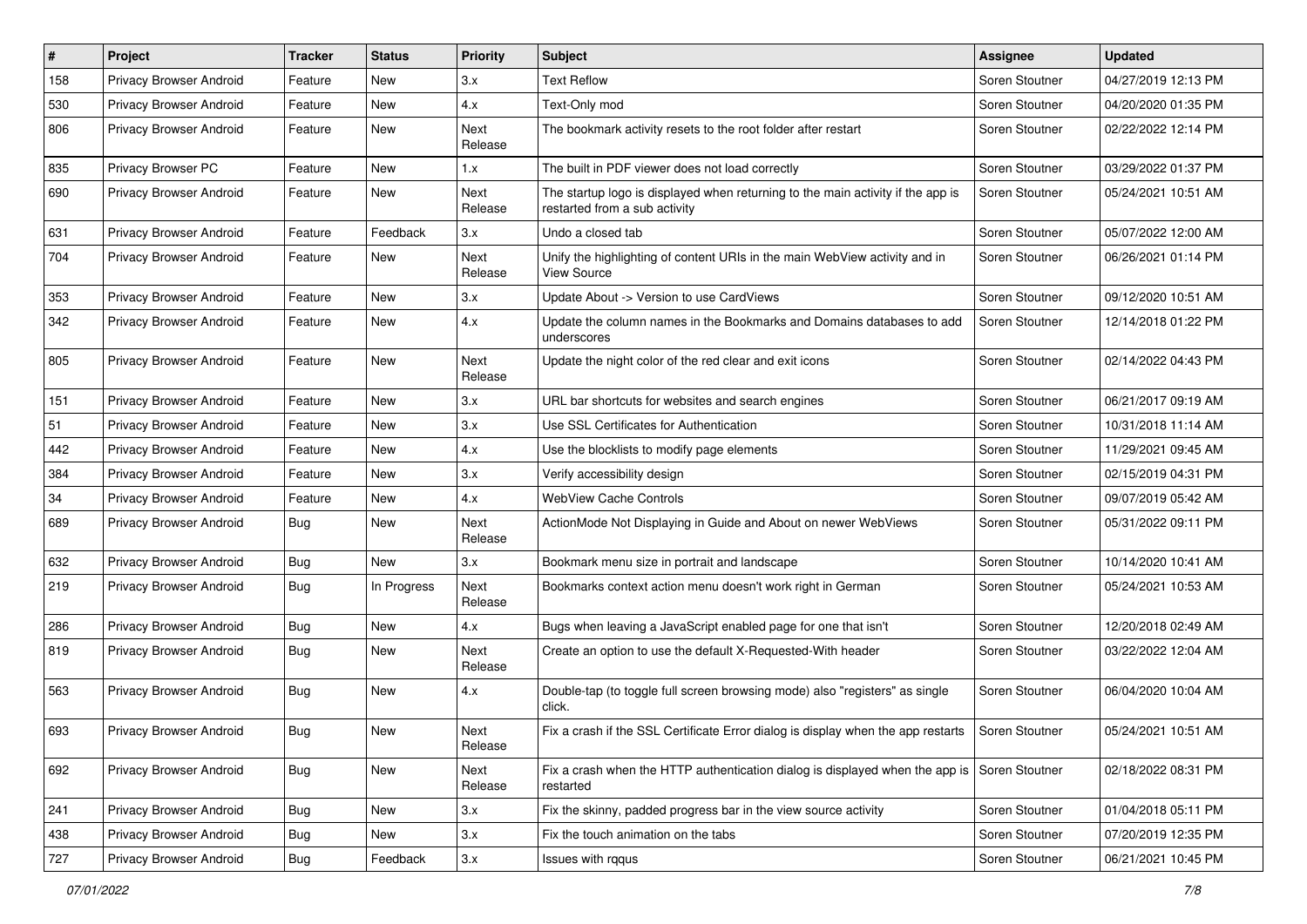| # | Project | Tracker | Status | Priority | Subject | Assignee | Updated |
|---|---|---|---|---|---|---|---|
| 158 | Privacy Browser Android | Feature | New | 3.x | Text Reflow | Soren Stoutner | 04/27/2019 12:13 PM |
| 530 | Privacy Browser Android | Feature | New | 4.x | Text-Only mod | Soren Stoutner | 04/20/2020 01:35 PM |
| 806 | Privacy Browser Android | Feature | New | Next Release | The bookmark activity resets to the root folder after restart | Soren Stoutner | 02/22/2022 12:14 PM |
| 835 | Privacy Browser PC | Feature | New | 1.x | The built in PDF viewer does not load correctly | Soren Stoutner | 03/29/2022 01:37 PM |
| 690 | Privacy Browser Android | Feature | New | Next Release | The startup logo is displayed when returning to the main activity if the app is restarted from a sub activity | Soren Stoutner | 05/24/2021 10:51 AM |
| 631 | Privacy Browser Android | Feature | Feedback | 3.x | Undo a closed tab | Soren Stoutner | 05/07/2022 12:00 AM |
| 704 | Privacy Browser Android | Feature | New | Next Release | Unify the highlighting of content URIs in the main WebView activity and in View Source | Soren Stoutner | 06/26/2021 01:14 PM |
| 353 | Privacy Browser Android | Feature | New | 3.x | Update About -> Version to use CardViews | Soren Stoutner | 09/12/2020 10:51 AM |
| 342 | Privacy Browser Android | Feature | New | 4.x | Update the column names in the Bookmarks and Domains databases to add underscores | Soren Stoutner | 12/14/2018 01:22 PM |
| 805 | Privacy Browser Android | Feature | New | Next Release | Update the night color of the red clear and exit icons | Soren Stoutner | 02/14/2022 04:43 PM |
| 151 | Privacy Browser Android | Feature | New | 3.x | URL bar shortcuts for websites and search engines | Soren Stoutner | 06/21/2017 09:19 AM |
| 51 | Privacy Browser Android | Feature | New | 3.x | Use SSL Certificates for Authentication | Soren Stoutner | 10/31/2018 11:14 AM |
| 442 | Privacy Browser Android | Feature | New | 4.x | Use the blocklists to modify page elements | Soren Stoutner | 11/29/2021 09:45 AM |
| 384 | Privacy Browser Android | Feature | New | 3.x | Verify accessibility design | Soren Stoutner | 02/15/2019 04:31 PM |
| 34 | Privacy Browser Android | Feature | New | 4.x | WebView Cache Controls | Soren Stoutner | 09/07/2019 05:42 AM |
| 689 | Privacy Browser Android | Bug | New | Next Release | ActionMode Not Displaying in Guide and About on newer WebViews | Soren Stoutner | 05/31/2022 09:11 PM |
| 632 | Privacy Browser Android | Bug | New | 3.x | Bookmark menu size in portrait and landscape | Soren Stoutner | 10/14/2020 10:41 AM |
| 219 | Privacy Browser Android | Bug | In Progress | Next Release | Bookmarks context action menu doesn't work right in German | Soren Stoutner | 05/24/2021 10:53 AM |
| 286 | Privacy Browser Android | Bug | New | 4.x | Bugs when leaving a JavaScript enabled page for one that isn't | Soren Stoutner | 12/20/2018 02:49 AM |
| 819 | Privacy Browser Android | Bug | New | Next Release | Create an option to use the default X-Requested-With header | Soren Stoutner | 03/22/2022 12:04 AM |
| 563 | Privacy Browser Android | Bug | New | 4.x | Double-tap (to toggle full screen browsing mode) also "registers" as single click. | Soren Stoutner | 06/04/2020 10:04 AM |
| 693 | Privacy Browser Android | Bug | New | Next Release | Fix a crash if the SSL Certificate Error dialog is display when the app restarts | Soren Stoutner | 05/24/2021 10:51 AM |
| 692 | Privacy Browser Android | Bug | New | Next Release | Fix a crash when the HTTP authentication dialog is displayed when the app is restarted | Soren Stoutner | 02/18/2022 08:31 PM |
| 241 | Privacy Browser Android | Bug | New | 3.x | Fix the skinny, padded progress bar in the view source activity | Soren Stoutner | 01/04/2018 05:11 PM |
| 438 | Privacy Browser Android | Bug | New | 3.x | Fix the touch animation on the tabs | Soren Stoutner | 07/20/2019 12:35 PM |
| 727 | Privacy Browser Android | Bug | Feedback | 3.x | Issues with rqqus | Soren Stoutner | 06/21/2021 10:45 PM |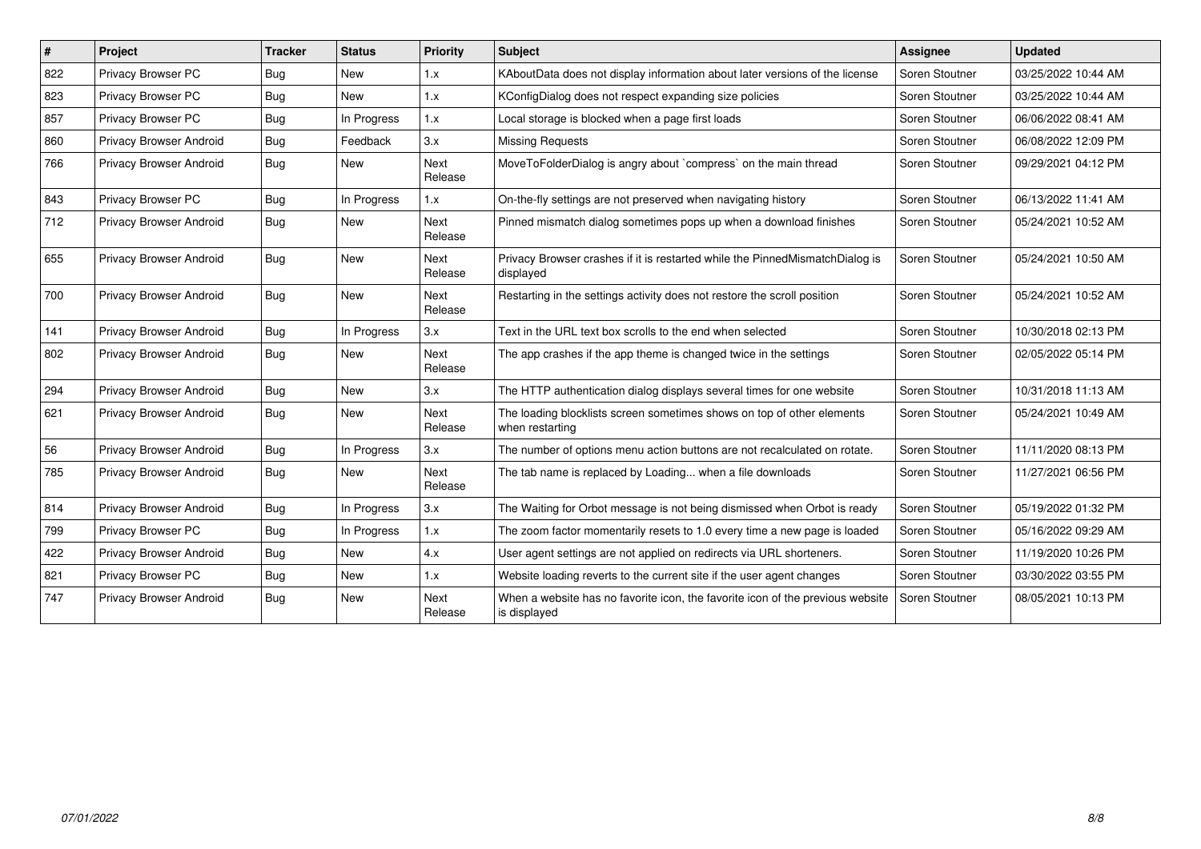| # | Project | Tracker | Status | Priority | Subject | Assignee | Updated |
|---|---|---|---|---|---|---|---|
| 822 | Privacy Browser PC | Bug | New | 1.x | KAboutData does not display information about later versions of the license | Soren Stoutner | 03/25/2022 10:44 AM |
| 823 | Privacy Browser PC | Bug | New | 1.x | KConfigDialog does not respect expanding size policies | Soren Stoutner | 03/25/2022 10:44 AM |
| 857 | Privacy Browser PC | Bug | In Progress | 1.x | Local storage is blocked when a page first loads | Soren Stoutner | 06/06/2022 08:41 AM |
| 860 | Privacy Browser Android | Bug | Feedback | 3.x | Missing Requests | Soren Stoutner | 06/08/2022 12:09 PM |
| 766 | Privacy Browser Android | Bug | New | Next Release | MoveToFolderDialog is angry about `compress` on the main thread | Soren Stoutner | 09/29/2021 04:12 PM |
| 843 | Privacy Browser PC | Bug | In Progress | 1.x | On-the-fly settings are not preserved when navigating history | Soren Stoutner | 06/13/2022 11:41 AM |
| 712 | Privacy Browser Android | Bug | New | Next Release | Pinned mismatch dialog sometimes pops up when a download finishes | Soren Stoutner | 05/24/2021 10:52 AM |
| 655 | Privacy Browser Android | Bug | New | Next Release | Privacy Browser crashes if it is restarted while the PinnedMismatchDialog is displayed | Soren Stoutner | 05/24/2021 10:50 AM |
| 700 | Privacy Browser Android | Bug | New | Next Release | Restarting in the settings activity does not restore the scroll position | Soren Stoutner | 05/24/2021 10:52 AM |
| 141 | Privacy Browser Android | Bug | In Progress | 3.x | Text in the URL text box scrolls to the end when selected | Soren Stoutner | 10/30/2018 02:13 PM |
| 802 | Privacy Browser Android | Bug | New | Next Release | The app crashes if the app theme is changed twice in the settings | Soren Stoutner | 02/05/2022 05:14 PM |
| 294 | Privacy Browser Android | Bug | New | 3.x | The HTTP authentication dialog displays several times for one website | Soren Stoutner | 10/31/2018 11:13 AM |
| 621 | Privacy Browser Android | Bug | New | Next Release | The loading blocklists screen sometimes shows on top of other elements when restarting | Soren Stoutner | 05/24/2021 10:49 AM |
| 56 | Privacy Browser Android | Bug | In Progress | 3.x | The number of options menu action buttons are not recalculated on rotate. | Soren Stoutner | 11/11/2020 08:13 PM |
| 785 | Privacy Browser Android | Bug | New | Next Release | The tab name is replaced by Loading... when a file downloads | Soren Stoutner | 11/27/2021 06:56 PM |
| 814 | Privacy Browser Android | Bug | In Progress | 3.x | The Waiting for Orbot message is not being dismissed when Orbot is ready | Soren Stoutner | 05/19/2022 01:32 PM |
| 799 | Privacy Browser PC | Bug | In Progress | 1.x | The zoom factor momentarily resets to 1.0 every time a new page is loaded | Soren Stoutner | 05/16/2022 09:29 AM |
| 422 | Privacy Browser Android | Bug | New | 4.x | User agent settings are not applied on redirects via URL shorteners. | Soren Stoutner | 11/19/2020 10:26 PM |
| 821 | Privacy Browser PC | Bug | New | 1.x | Website loading reverts to the current site if the user agent changes | Soren Stoutner | 03/30/2022 03:55 PM |
| 747 | Privacy Browser Android | Bug | New | Next Release | When a website has no favorite icon, the favorite icon of the previous website is displayed | Soren Stoutner | 08/05/2021 10:13 PM |